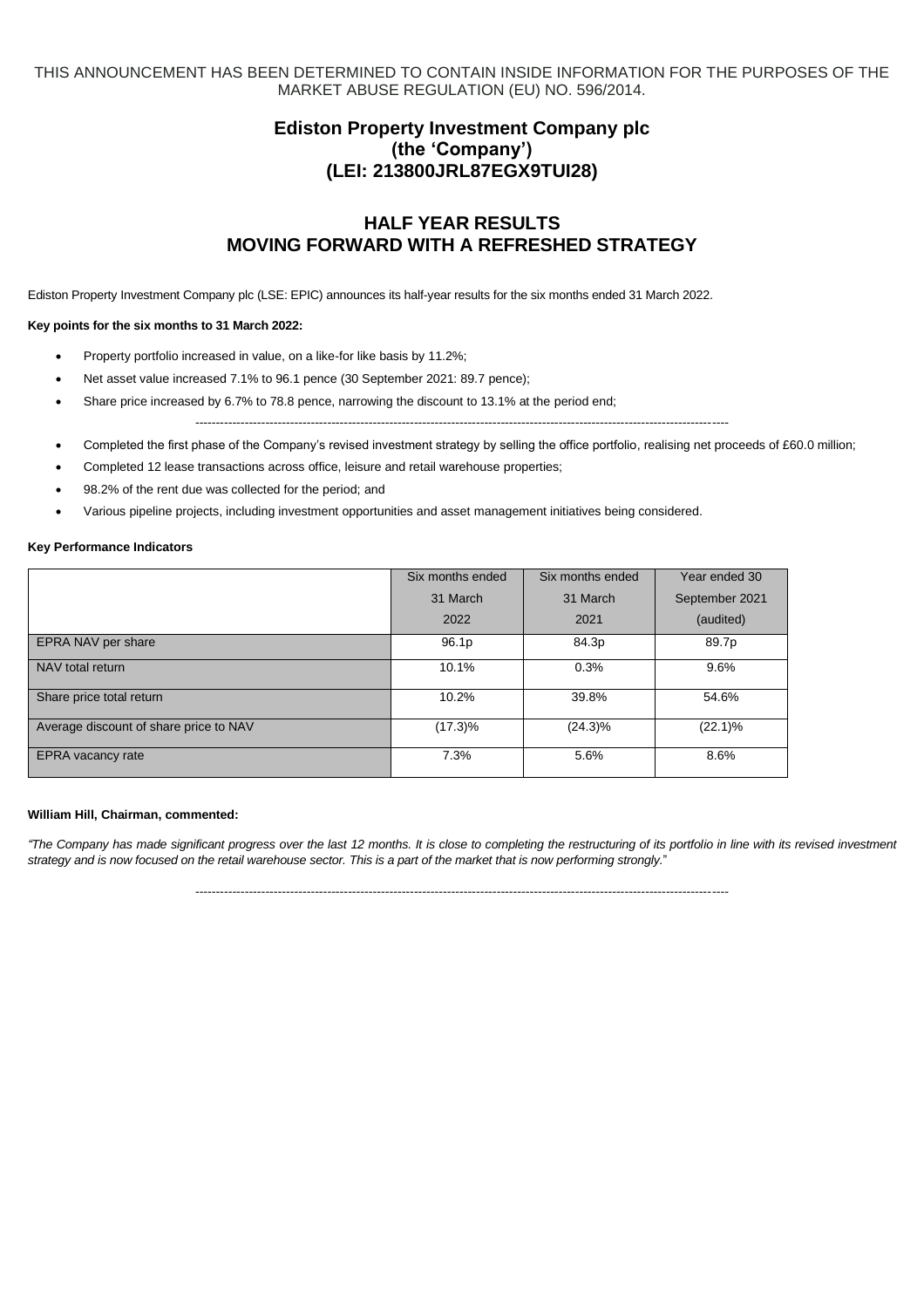THIS ANNOUNCEMENT HAS BEEN DETERMINED TO CONTAIN INSIDE INFORMATION FOR THE PURPOSES OF THE MARKET ABUSE REGULATION (EU) NO. 596/2014.

# Ediston Property Investment Company plc
# (the 'Company')
# (LEI: 213800JRL87EGX9TUI28)

## HALF YEAR RESULTS
## MOVING FORWARD WITH A REFRESHED STRATEGY

Ediston Property Investment Company plc (LSE: EPIC) announces its half-year results for the six months ended 31 March 2022.

**Key points for the six months to 31 March 2022:**

- Property portfolio increased in value, on a like-for like basis by 11.2%;
- Net asset value increased 7.1% to 96.1 pence (30 September 2021: 89.7 pence);
- Share price increased by 6.7% to 78.8 pence, narrowing the discount to 13.1% at the period end;

---

- Completed the first phase of the Company's revised investment strategy by selling the office portfolio, realising net proceeds of £60.0 million;
- Completed 12 lease transactions across office, leisure and retail warehouse properties;
- 98.2% of the rent due was collected for the period; and
- Various pipeline projects, including investment opportunities and asset management initiatives being considered.

**Key Performance Indicators**

| | Six months ended 31 March 2022 | Six months ended 31 March 2021 | Year ended 30 September 2021 (audited) |
|---|---|---|---|
| EPRA NAV per share | 96.1p | 84.3p | 89.7p |
| NAV total return | 10.1% | 0.3% | 9.6% |
| Share price total return | 10.2% | 39.8% | 54.6% |
| Average discount of share price to NAV | (17.3)% | (24.3)% | (22.1)% |
| EPRA vacancy rate | 7.3% | 5.6% | 8.6% |

**William Hill, Chairman, commented:**

*"The Company has made significant progress over the last 12 months. It is close to completing the restructuring of its portfolio in line with its revised investment strategy and is now focused on the retail warehouse sector. This is a part of the market that is now performing strongly."*

---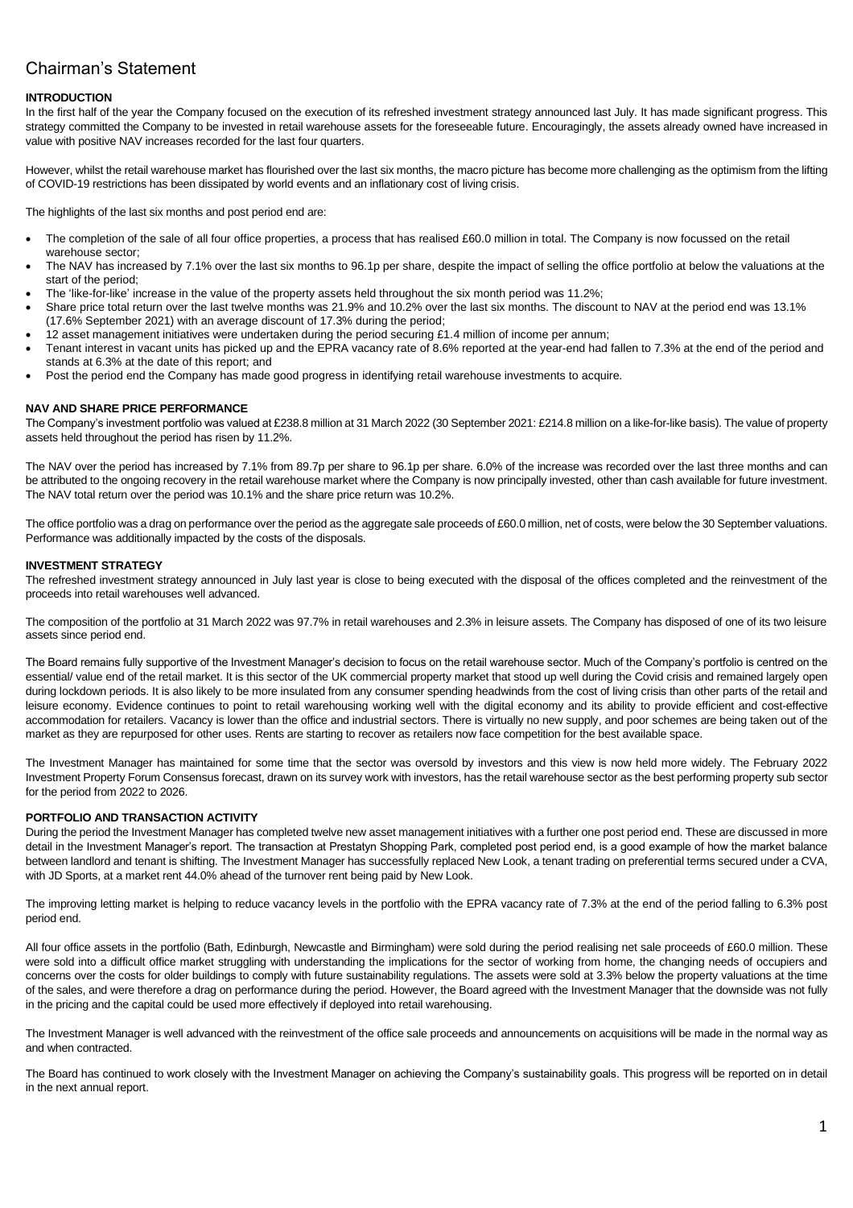# Chairman's Statement

## INTRODUCTION

In the first half of the year the Company focused on the execution of its refreshed investment strategy announced last July. It has made significant progress. This strategy committed the Company to be invested in retail warehouse assets for the foreseeable future. Encouragingly, the assets already owned have increased in value with positive NAV increases recorded for the last four quarters.

However, whilst the retail warehouse market has flourished over the last six months, the macro picture has become more challenging as the optimism from the lifting of COVID-19 restrictions has been dissipated by world events and an inflationary cost of living crisis.

The highlights of the last six months and post period end are:

- The completion of the sale of all four office properties, a process that has realised £60.0 million in total. The Company is now focussed on the retail warehouse sector;
- The NAV has increased by 7.1% over the last six months to 96.1p per share, despite the impact of selling the office portfolio at below the valuations at the start of the period;
- The 'like-for-like' increase in the value of the property assets held throughout the six month period was 11.2%;
- Share price total return over the last twelve months was 21.9% and 10.2% over the last six months. The discount to NAV at the period end was 13.1% (17.6% September 2021) with an average discount of 17.3% during the period;
- 12 asset management initiatives were undertaken during the period securing £1.4 million of income per annum;
- Tenant interest in vacant units has picked up and the EPRA vacancy rate of 8.6% reported at the year-end had fallen to 7.3% at the end of the period and stands at 6.3% at the date of this report; and
- Post the period end the Company has made good progress in identifying retail warehouse investments to acquire.

## NAV AND SHARE PRICE PERFORMANCE

The Company's investment portfolio was valued at £238.8 million at 31 March 2022 (30 September 2021: £214.8 million on a like-for-like basis). The value of property assets held throughout the period has risen by 11.2%.

The NAV over the period has increased by 7.1% from 89.7p per share to 96.1p per share. 6.0% of the increase was recorded over the last three months and can be attributed to the ongoing recovery in the retail warehouse market where the Company is now principally invested, other than cash available for future investment. The NAV total return over the period was 10.1% and the share price return was 10.2%.

The office portfolio was a drag on performance over the period as the aggregate sale proceeds of £60.0 million, net of costs, were below the 30 September valuations. Performance was additionally impacted by the costs of the disposals.

## INVESTMENT STRATEGY

The refreshed investment strategy announced in July last year is close to being executed with the disposal of the offices completed and the reinvestment of the proceeds into retail warehouses well advanced.

The composition of the portfolio at 31 March 2022 was 97.7% in retail warehouses and 2.3% in leisure assets. The Company has disposed of one of its two leisure assets since period end.

The Board remains fully supportive of the Investment Manager's decision to focus on the retail warehouse sector. Much of the Company's portfolio is centred on the essential/ value end of the retail market. It is this sector of the UK commercial property market that stood up well during the Covid crisis and remained largely open during lockdown periods. It is also likely to be more insulated from any consumer spending headwinds from the cost of living crisis than other parts of the retail and leisure economy. Evidence continues to point to retail warehousing working well with the digital economy and its ability to provide efficient and cost-effective accommodation for retailers. Vacancy is lower than the office and industrial sectors. There is virtually no new supply, and poor schemes are being taken out of the market as they are repurposed for other uses. Rents are starting to recover as retailers now face competition for the best available space.

The Investment Manager has maintained for some time that the sector was oversold by investors and this view is now held more widely. The February 2022 Investment Property Forum Consensus forecast, drawn on its survey work with investors, has the retail warehouse sector as the best performing property sub sector for the period from 2022 to 2026.

## PORTFOLIO AND TRANSACTION ACTIVITY

During the period the Investment Manager has completed twelve new asset management initiatives with a further one post period end. These are discussed in more detail in the Investment Manager's report. The transaction at Prestatyn Shopping Park, completed post period end, is a good example of how the market balance between landlord and tenant is shifting. The Investment Manager has successfully replaced New Look, a tenant trading on preferential terms secured under a CVA, with JD Sports, at a market rent 44.0% ahead of the turnover rent being paid by New Look.

The improving letting market is helping to reduce vacancy levels in the portfolio with the EPRA vacancy rate of 7.3% at the end of the period falling to 6.3% post period end.

All four office assets in the portfolio (Bath, Edinburgh, Newcastle and Birmingham) were sold during the period realising net sale proceeds of £60.0 million. These were sold into a difficult office market struggling with understanding the implications for the sector of working from home, the changing needs of occupiers and concerns over the costs for older buildings to comply with future sustainability regulations. The assets were sold at 3.3% below the property valuations at the time of the sales, and were therefore a drag on performance during the period. However, the Board agreed with the Investment Manager that the downside was not fully in the pricing and the capital could be used more effectively if deployed into retail warehousing.

The Investment Manager is well advanced with the reinvestment of the office sale proceeds and announcements on acquisitions will be made in the normal way as and when contracted.

The Board has continued to work closely with the Investment Manager on achieving the Company's sustainability goals. This progress will be reported on in detail in the next annual report.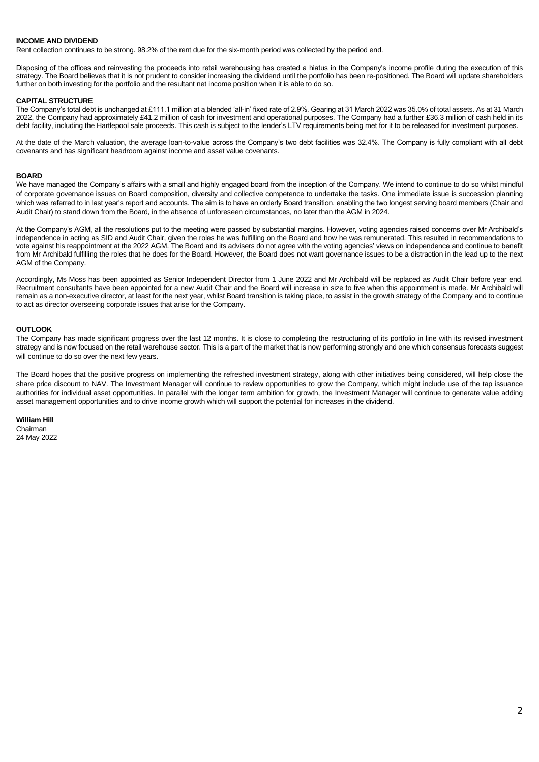**INCOME AND DIVIDEND**

Rent collection continues to be strong. 98.2% of the rent due for the six-month period was collected by the period end.

Disposing of the offices and reinvesting the proceeds into retail warehousing has created a hiatus in the Company's income profile during the execution of this strategy. The Board believes that it is not prudent to consider increasing the dividend until the portfolio has been re-positioned. The Board will update shareholders further on both investing for the portfolio and the resultant net income position when it is able to do so.

**CAPITAL STRUCTURE**

The Company's total debt is unchanged at £111.1 million at a blended 'all-in' fixed rate of 2.9%. Gearing at 31 March 2022 was 35.0% of total assets. As at 31 March 2022, the Company had approximately £41.2 million of cash for investment and operational purposes. The Company had a further £36.3 million of cash held in its debt facility, including the Hartlepool sale proceeds. This cash is subject to the lender's LTV requirements being met for it to be released for investment purposes.

At the date of the March valuation, the average loan-to-value across the Company's two debt facilities was 32.4%. The Company is fully compliant with all debt covenants and has significant headroom against income and asset value covenants.

**BOARD**

We have managed the Company's affairs with a small and highly engaged board from the inception of the Company. We intend to continue to do so whilst mindful of corporate governance issues on Board composition, diversity and collective competence to undertake the tasks. One immediate issue is succession planning which was referred to in last year's report and accounts. The aim is to have an orderly Board transition, enabling the two longest serving board members (Chair and Audit Chair) to stand down from the Board, in the absence of unforeseen circumstances, no later than the AGM in 2024.

At the Company's AGM, all the resolutions put to the meeting were passed by substantial margins. However, voting agencies raised concerns over Mr Archibald's independence in acting as SID and Audit Chair, given the roles he was fulfilling on the Board and how he was remunerated. This resulted in recommendations to vote against his reappointment at the 2022 AGM. The Board and its advisers do not agree with the voting agencies' views on independence and continue to benefit from Mr Archibald fulfilling the roles that he does for the Board. However, the Board does not want governance issues to be a distraction in the lead up to the next AGM of the Company.

Accordingly, Ms Moss has been appointed as Senior Independent Director from 1 June 2022 and Mr Archibald will be replaced as Audit Chair before year end. Recruitment consultants have been appointed for a new Audit Chair and the Board will increase in size to five when this appointment is made. Mr Archibald will remain as a non-executive director, at least for the next year, whilst Board transition is taking place, to assist in the growth strategy of the Company and to continue to act as director overseeing corporate issues that arise for the Company.

**OUTLOOK**

The Company has made significant progress over the last 12 months. It is close to completing the restructuring of its portfolio in line with its revised investment strategy and is now focused on the retail warehouse sector. This is a part of the market that is now performing strongly and one which consensus forecasts suggest will continue to do so over the next few years.

The Board hopes that the positive progress on implementing the refreshed investment strategy, along with other initiatives being considered, will help close the share price discount to NAV. The Investment Manager will continue to review opportunities to grow the Company, which might include use of the tap issuance authorities for individual asset opportunities. In parallel with the longer term ambition for growth, the Investment Manager will continue to generate value adding asset management opportunities and to drive income growth which will support the potential for increases in the dividend.

**William Hill**
Chairman
24 May 2022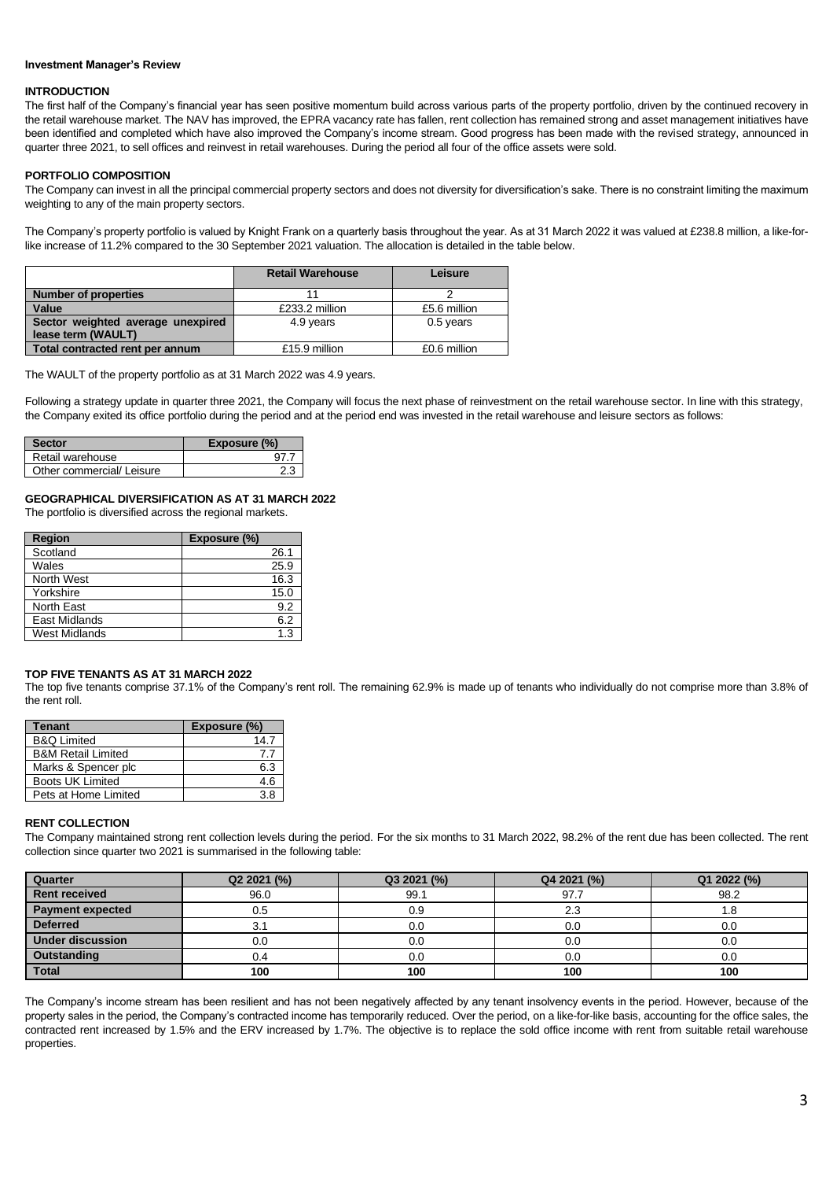**Investment Manager's Review**

**INTRODUCTION**

The first half of the Company's financial year has seen positive momentum build across various parts of the property portfolio, driven by the continued recovery in the retail warehouse market. The NAV has improved, the EPRA vacancy rate has fallen, rent collection has remained strong and asset management initiatives have been identified and completed which have also improved the Company's income stream. Good progress has been made with the revised strategy, announced in quarter three 2021, to sell offices and reinvest in retail warehouses. During the period all four of the office assets were sold.

**PORTFOLIO COMPOSITION**

The Company can invest in all the principal commercial property sectors and does not diversity for diversification's sake. There is no constraint limiting the maximum weighting to any of the main property sectors.

The Company's property portfolio is valued by Knight Frank on a quarterly basis throughout the year. As at 31 March 2022 it was valued at £238.8 million, a like-for-like increase of 11.2% compared to the 30 September 2021 valuation. The allocation is detailed in the table below.

| | Retail Warehouse | Leisure |
|---|---|---|
| **Number of properties** | 11 | 2 |
| **Value** | £233.2 million | £5.6 million |
| **Sector weighted average unexpired lease term (WAULT)** | 4.9 years | 0.5 years |
| **Total contracted rent per annum** | £15.9 million | £0.6 million |

The WAULT of the property portfolio as at 31 March 2022 was 4.9 years.

Following a strategy update in quarter three 2021, the Company will focus the next phase of reinvestment on the retail warehouse sector. In line with this strategy, the Company exited its office portfolio during the period and at the period end was invested in the retail warehouse and leisure sectors as follows:

| Sector | Exposure (%) |
|---|---|
| Retail warehouse | 97.7 |
| Other commercial/ Leisure | 2.3 |

**GEOGRAPHICAL DIVERSIFICATION AS AT 31 MARCH 2022**

The portfolio is diversified across the regional markets.

| Region | Exposure (%) |
|---|---|
| Scotland | 26.1 |
| Wales | 25.9 |
| North West | 16.3 |
| Yorkshire | 15.0 |
| North East | 9.2 |
| East Midlands | 6.2 |
| West Midlands | 1.3 |

**TOP FIVE TENANTS AS AT 31 MARCH 2022**

The top five tenants comprise 37.1% of the Company's rent roll. The remaining 62.9% is made up of tenants who individually do not comprise more than 3.8% of the rent roll.

| Tenant | Exposure (%) |
|---|---|
| B&Q Limited | 14.7 |
| B&M Retail Limited | 7.7 |
| Marks & Spencer plc | 6.3 |
| Boots UK Limited | 4.6 |
| Pets at Home Limited | 3.8 |

**RENT COLLECTION**

The Company maintained strong rent collection levels during the period. For the six months to 31 March 2022, 98.2% of the rent due has been collected. The rent collection since quarter two 2021 is summarised in the following table:

| Quarter | Q2 2021 (%) | Q3 2021 (%) | Q4 2021 (%) | Q1 2022 (%) |
|---|---|---|---|---|
| **Rent received** | 96.0 | 99.1 | 97.7 | 98.2 |
| **Payment expected** | 0.5 | 0.9 | 2.3 | 1.8 |
| **Deferred** | 3.1 | 0.0 | 0.0 | 0.0 |
| **Under discussion** | 0.0 | 0.0 | 0.0 | 0.0 |
| **Outstanding** | 0.4 | 0.0 | 0.0 | 0.0 |
| **Total** | **100** | **100** | **100** | **100** |

The Company's income stream has been resilient and has not been negatively affected by any tenant insolvency events in the period. However, because of the property sales in the period, the Company's contracted income has temporarily reduced. Over the period, on a like-for-like basis, accounting for the office sales, the contracted rent increased by 1.5% and the ERV increased by 1.7%. The objective is to replace the sold office income with rent from suitable retail warehouse properties.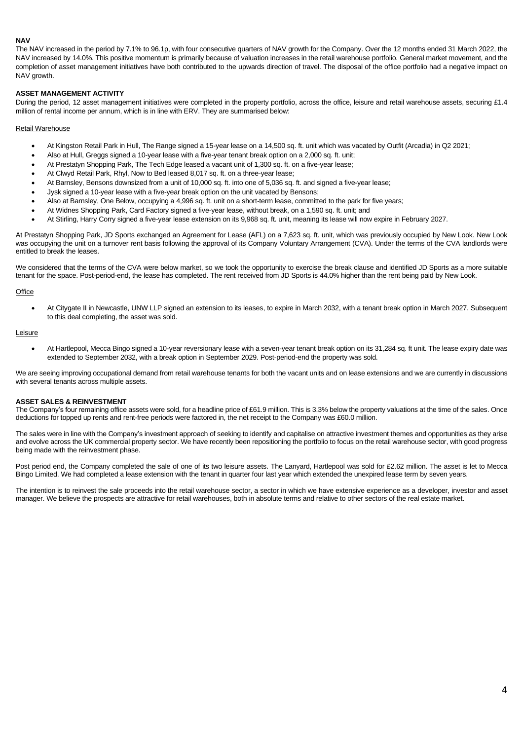## NAV

The NAV increased in the period by 7.1% to 96.1p, with four consecutive quarters of NAV growth for the Company. Over the 12 months ended 31 March 2022, the NAV increased by 14.0%. This positive momentum is primarily because of valuation increases in the retail warehouse portfolio. General market movement, and the completion of asset management initiatives have both contributed to the upwards direction of travel. The disposal of the office portfolio had a negative impact on NAV growth.

## ASSET MANAGEMENT ACTIVITY

During the period, 12 asset management initiatives were completed in the property portfolio, across the office, leisure and retail warehouse assets, securing £1.4 million of rental income per annum, which is in line with ERV. They are summarised below:

### Retail Warehouse

- At Kingston Retail Park in Hull, The Range signed a 15-year lease on a 14,500 sq. ft. unit which was vacated by Outfit (Arcadia) in Q2 2021;
- Also at Hull, Greggs signed a 10-year lease with a five-year tenant break option on a 2,000 sq. ft. unit;
- At Prestatyn Shopping Park, The Tech Edge leased a vacant unit of 1,300 sq. ft. on a five-year lease;
- At Clwyd Retail Park, Rhyl, Now to Bed leased 8,017 sq. ft. on a three-year lease;
- At Barnsley, Bensons downsized from a unit of 10,000 sq. ft. into one of 5,036 sq. ft. and signed a five-year lease;
- Jysk signed a 10-year lease with a five-year break option on the unit vacated by Bensons;
- Also at Barnsley, One Below, occupying a 4,996 sq. ft. unit on a short-term lease, committed to the park for five years;
- At Widnes Shopping Park, Card Factory signed a five-year lease, without break, on a 1,590 sq. ft. unit; and
- At Stirling, Harry Corry signed a five-year lease extension on its 9,968 sq. ft. unit, meaning its lease will now expire in February 2027.

At Prestatyn Shopping Park, JD Sports exchanged an Agreement for Lease (AFL) on a 7,623 sq. ft. unit, which was previously occupied by New Look. New Look was occupying the unit on a turnover rent basis following the approval of its Company Voluntary Arrangement (CVA). Under the terms of the CVA landlords were entitled to break the leases.

We considered that the terms of the CVA were below market, so we took the opportunity to exercise the break clause and identified JD Sports as a more suitable tenant for the space. Post-period-end, the lease has completed. The rent received from JD Sports is 44.0% higher than the rent being paid by New Look.

### Office

- At Citygate II in Newcastle, UNW LLP signed an extension to its leases, to expire in March 2032, with a tenant break option in March 2027. Subsequent to this deal completing, the asset was sold.

### Leisure

- At Hartlepool, Mecca Bingo signed a 10-year reversionary lease with a seven-year tenant break option on its 31,284 sq. ft unit. The lease expiry date was extended to September 2032, with a break option in September 2029. Post-period-end the property was sold.

We are seeing improving occupational demand from retail warehouse tenants for both the vacant units and on lease extensions and we are currently in discussions with several tenants across multiple assets.

## ASSET SALES & REINVESTMENT

The Company's four remaining office assets were sold, for a headline price of £61.9 million. This is 3.3% below the property valuations at the time of the sales. Once deductions for topped up rents and rent-free periods were factored in, the net receipt to the Company was £60.0 million.

The sales were in line with the Company's investment approach of seeking to identify and capitalise on attractive investment themes and opportunities as they arise and evolve across the UK commercial property sector. We have recently been repositioning the portfolio to focus on the retail warehouse sector, with good progress being made with the reinvestment phase.

Post period end, the Company completed the sale of one of its two leisure assets. The Lanyard, Hartlepool was sold for £2.62 million. The asset is let to Mecca Bingo Limited. We had completed a lease extension with the tenant in quarter four last year which extended the unexpired lease term by seven years.

The intention is to reinvest the sale proceeds into the retail warehouse sector, a sector in which we have extensive experience as a developer, investor and asset manager. We believe the prospects are attractive for retail warehouses, both in absolute terms and relative to other sectors of the real estate market.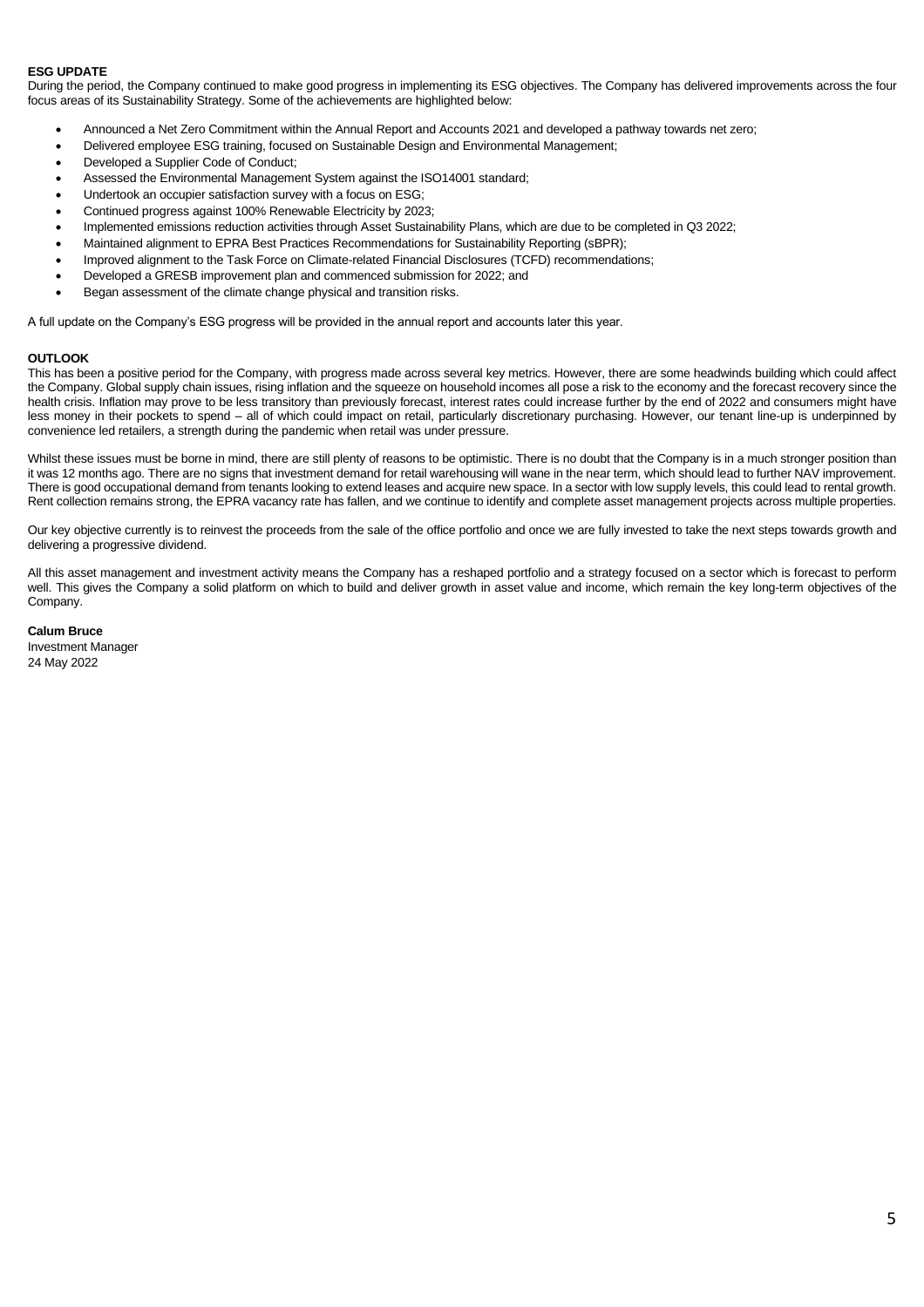**ESG UPDATE**

During the period, the Company continued to make good progress in implementing its ESG objectives. The Company has delivered improvements across the four focus areas of its Sustainability Strategy. Some of the achievements are highlighted below:

- Announced a Net Zero Commitment within the Annual Report and Accounts 2021 and developed a pathway towards net zero;
- Delivered employee ESG training, focused on Sustainable Design and Environmental Management;
- Developed a Supplier Code of Conduct;
- Assessed the Environmental Management System against the ISO14001 standard;
- Undertook an occupier satisfaction survey with a focus on ESG;
- Continued progress against 100% Renewable Electricity by 2023;
- Implemented emissions reduction activities through Asset Sustainability Plans, which are due to be completed in Q3 2022;
- Maintained alignment to EPRA Best Practices Recommendations for Sustainability Reporting (sBPR);
- Improved alignment to the Task Force on Climate-related Financial Disclosures (TCFD) recommendations;
- Developed a GRESB improvement plan and commenced submission for 2022; and
- Began assessment of the climate change physical and transition risks.

A full update on the Company's ESG progress will be provided in the annual report and accounts later this year.

**OUTLOOK**

This has been a positive period for the Company, with progress made across several key metrics. However, there are some headwinds building which could affect the Company. Global supply chain issues, rising inflation and the squeeze on household incomes all pose a risk to the economy and the forecast recovery since the health crisis. Inflation may prove to be less transitory than previously forecast, interest rates could increase further by the end of 2022 and consumers might have less money in their pockets to spend – all of which could impact on retail, particularly discretionary purchasing. However, our tenant line-up is underpinned by convenience led retailers, a strength during the pandemic when retail was under pressure.

Whilst these issues must be borne in mind, there are still plenty of reasons to be optimistic. There is no doubt that the Company is in a much stronger position than it was 12 months ago. There are no signs that investment demand for retail warehousing will wane in the near term, which should lead to further NAV improvement. There is good occupational demand from tenants looking to extend leases and acquire new space. In a sector with low supply levels, this could lead to rental growth. Rent collection remains strong, the EPRA vacancy rate has fallen, and we continue to identify and complete asset management projects across multiple properties.

Our key objective currently is to reinvest the proceeds from the sale of the office portfolio and once we are fully invested to take the next steps towards growth and delivering a progressive dividend.

All this asset management and investment activity means the Company has a reshaped portfolio and a strategy focused on a sector which is forecast to perform well. This gives the Company a solid platform on which to build and deliver growth in asset value and income, which remain the key long-term objectives of the Company.

**Calum Bruce**
Investment Manager
24 May 2022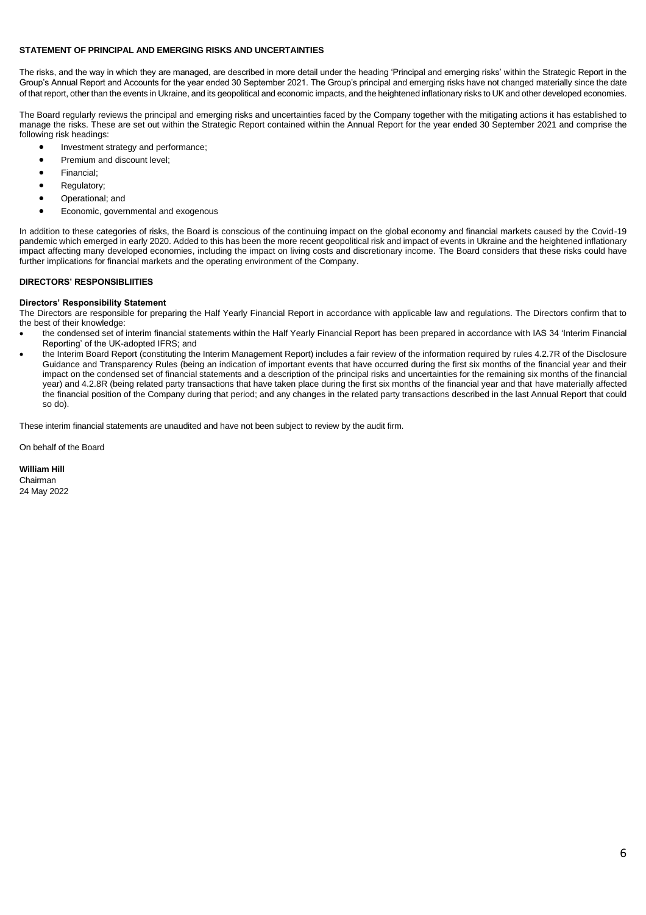## STATEMENT OF PRINCIPAL AND EMERGING RISKS AND UNCERTAINTIES

The risks, and the way in which they are managed, are described in more detail under the heading 'Principal and emerging risks' within the Strategic Report in the Group's Annual Report and Accounts for the year ended 30 September 2021. The Group's principal and emerging risks have not changed materially since the date of that report, other than the events in Ukraine, and its geopolitical and economic impacts, and the heightened inflationary risks to UK and other developed economies.

The Board regularly reviews the principal and emerging risks and uncertainties faced by the Company together with the mitigating actions it has established to manage the risks. These are set out within the Strategic Report contained within the Annual Report for the year ended 30 September 2021 and comprise the following risk headings:

- Investment strategy and performance;
- Premium and discount level;
- Financial;
- Regulatory;
- Operational; and
- Economic, governmental and exogenous

In addition to these categories of risks, the Board is conscious of the continuing impact on the global economy and financial markets caused by the Covid-19 pandemic which emerged in early 2020. Added to this has been the more recent geopolitical risk and impact of events in Ukraine and the heightened inflationary impact affecting many developed economies, including the impact on living costs and discretionary income. The Board considers that these risks could have further implications for financial markets and the operating environment of the Company.

## DIRECTORS' RESPONSIBLIITIES

**Directors' Responsibility Statement**

The Directors are responsible for preparing the Half Yearly Financial Report in accordance with applicable law and regulations. The Directors confirm that to the best of their knowledge:

- the condensed set of interim financial statements within the Half Yearly Financial Report has been prepared in accordance with IAS 34 'Interim Financial Reporting' of the UK-adopted IFRS; and
- the Interim Board Report (constituting the Interim Management Report) includes a fair review of the information required by rules 4.2.7R of the Disclosure Guidance and Transparency Rules (being an indication of important events that have occurred during the first six months of the financial year and their impact on the condensed set of financial statements and a description of the principal risks and uncertainties for the remaining six months of the financial year) and 4.2.8R (being related party transactions that have taken place during the first six months of the financial year and that have materially affected the financial position of the Company during that period; and any changes in the related party transactions described in the last Annual Report that could so do).

These interim financial statements are unaudited and have not been subject to review by the audit firm.

On behalf of the Board

**William Hill**
Chairman
24 May 2022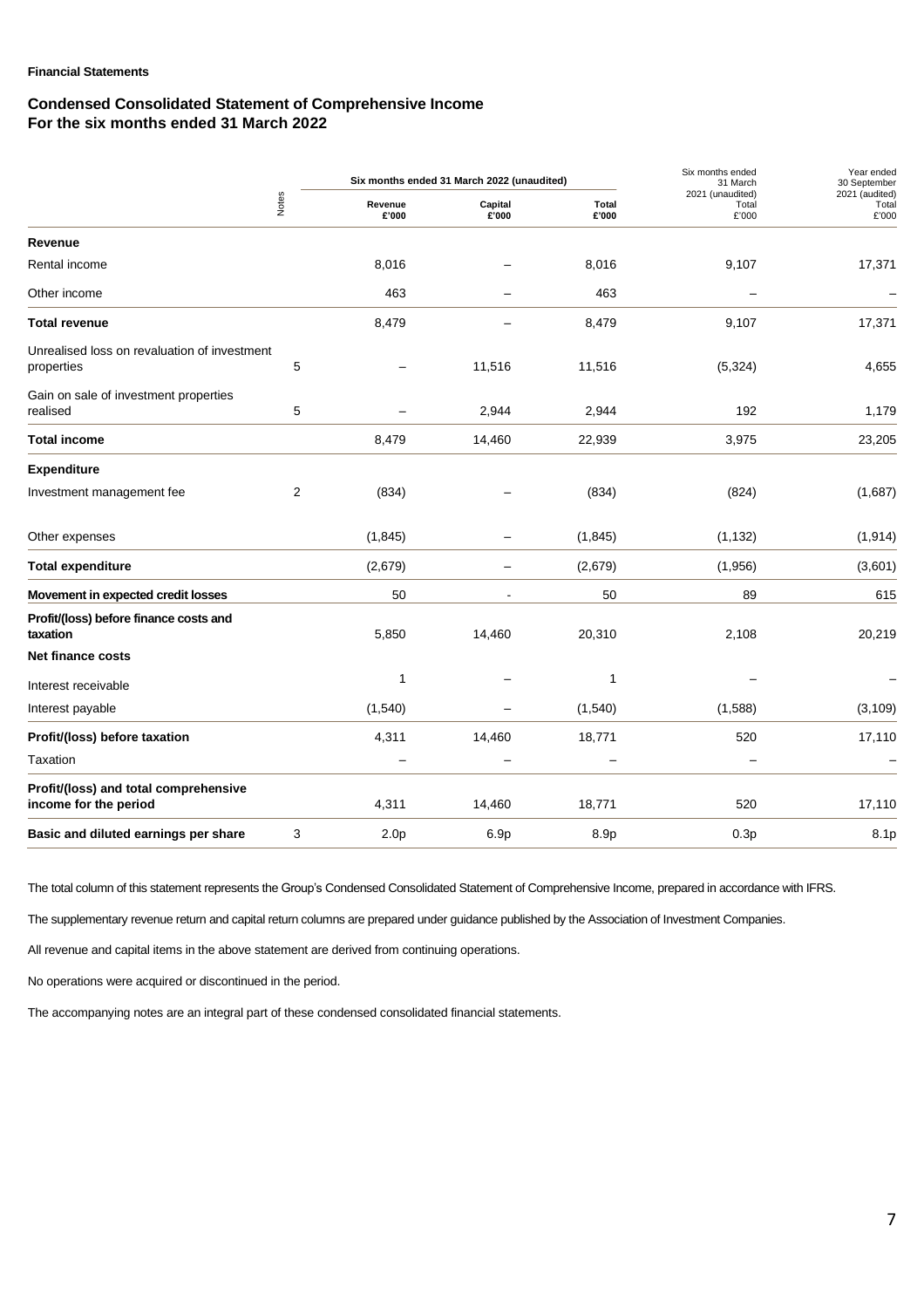**Financial Statements**

## Condensed Consolidated Statement of Comprehensive Income
## For the six months ended 31 March 2022

| | Notes | Six months ended 31 March 2022 (unaudited) Revenue £'000 | Capital £'000 | Total £'000 | Six months ended 31 March 2021 (unaudited) Total £'000 | Year ended 30 September 2021 (audited) Total £'000 |
|---|---|---|---|---|---|---|
| **Revenue** | | | | | | |
| Rental income | | 8,016 | – | 8,016 | 9,107 | 17,371 |
| Other income | | 463 | – | 463 | – | – |
| **Total revenue** | | 8,479 | – | 8,479 | 9,107 | 17,371 |
| Unrealised loss on revaluation of investment properties | 5 | – | 11,516 | 11,516 | (5,324) | 4,655 |
| Gain on sale of investment properties realised | 5 | – | 2,944 | 2,944 | 192 | 1,179 |
| **Total income** | | 8,479 | 14,460 | 22,939 | 3,975 | 23,205 |
| **Expenditure** | | | | | | |
| Investment management fee | 2 | (834) | – | (834) | (824) | (1,687) |
| Other expenses | | (1,845) | – | (1,845) | (1,132) | (1,914) |
| **Total expenditure** | | (2,679) | – | (2,679) | (1,956) | (3,601) |
| **Movement in expected credit losses** | | 50 | - | 50 | 89 | 615 |
| **Profit/(loss) before finance costs and taxation** | | 5,850 | 14,460 | 20,310 | 2,108 | 20,219 |
| **Net finance costs** | | | | | | |
| Interest receivable | | 1 | – | 1 | – | – |
| Interest payable | | (1,540) | – | (1,540) | (1,588) | (3,109) |
| **Profit/(loss) before taxation** | | 4,311 | 14,460 | 18,771 | 520 | 17,110 |
| Taxation | | – | – | – | – | – |
| **Profit/(loss) and total comprehensive income for the period** | | 4,311 | 14,460 | 18,771 | 520 | 17,110 |
| **Basic and diluted earnings per share** | 3 | 2.0p | 6.9p | 8.9p | 0.3p | 8.1p |

The total column of this statement represents the Group's Condensed Consolidated Statement of Comprehensive Income, prepared in accordance with IFRS.

The supplementary revenue return and capital return columns are prepared under guidance published by the Association of Investment Companies.

All revenue and capital items in the above statement are derived from continuing operations.

No operations were acquired or discontinued in the period.

The accompanying notes are an integral part of these condensed consolidated financial statements.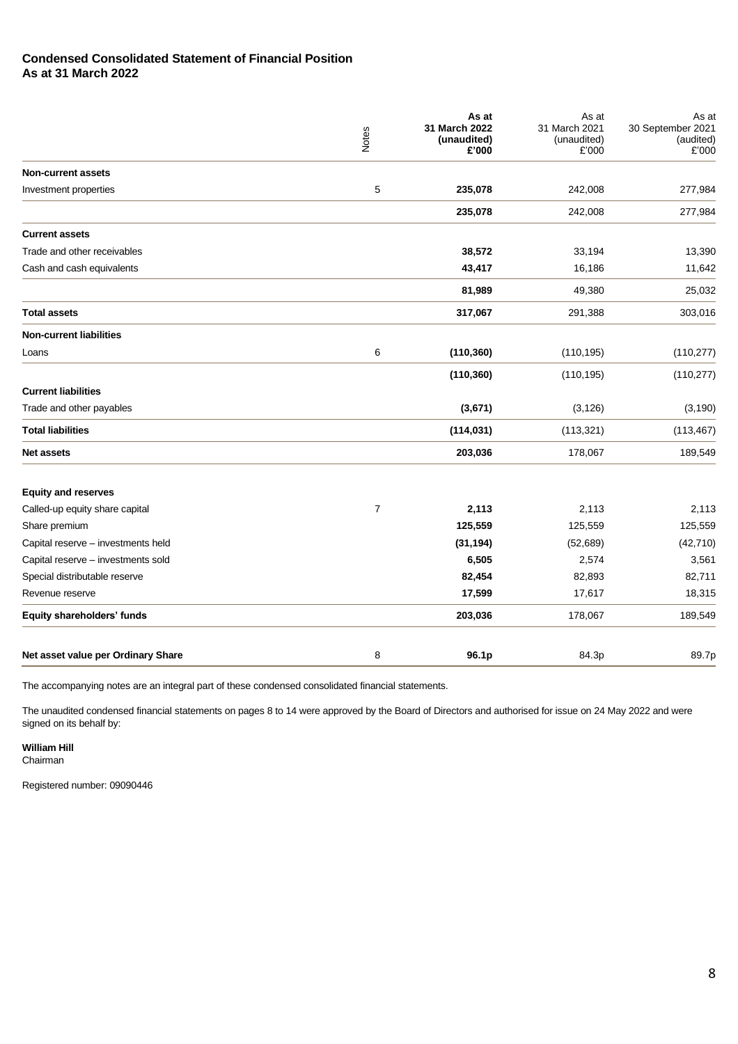## Condensed Consolidated Statement of Financial Position
## As at 31 March 2022

| | Notes | **As at 31 March 2022 (unaudited) £'000** | As at 31 March 2021 (unaudited) £'000 | As at 30 September 2021 (audited) £'000 |
|---|---|---|---|---|
| **Non-current assets** | | | | |
| Investment properties | 5 | **235,078** | 242,008 | 277,984 |
| | | **235,078** | 242,008 | 277,984 |
| **Current assets** | | | | |
| Trade and other receivables | | **38,572** | 33,194 | 13,390 |
| Cash and cash equivalents | | **43,417** | 16,186 | 11,642 |
| | | **81,989** | 49,380 | 25,032 |
| **Total assets** | | **317,067** | 291,388 | 303,016 |
| **Non-current liabilities** | | | | |
| Loans | 6 | **(110,360)** | (110,195) | (110,277) |
| | | **(110,360)** | (110,195) | (110,277) |
| **Current liabilities** | | | | |
| Trade and other payables | | **(3,671)** | (3,126) | (3,190) |
| **Total liabilities** | | **(114,031)** | (113,321) | (113,467) |
| **Net assets** | | **203,036** | 178,067 | 189,549 |
| | | | | |
| **Equity and reserves** | | | | |
| Called-up equity share capital | 7 | **2,113** | 2,113 | 2,113 |
| Share premium | | **125,559** | 125,559 | 125,559 |
| Capital reserve – investments held | | **(31,194)** | (52,689) | (42,710) |
| Capital reserve – investments sold | | **6,505** | 2,574 | 3,561 |
| Special distributable reserve | | **82,454** | 82,893 | 82,711 |
| Revenue reserve | | **17,599** | 17,617 | 18,315 |
| **Equity shareholders' funds** | | **203,036** | 178,067 | 189,549 |
| | | | | |
| **Net asset value per Ordinary Share** | 8 | **96.1p** | 84.3p | 89.7p |

The accompanying notes are an integral part of these condensed consolidated financial statements.

The unaudited condensed financial statements on pages 8 to 14 were approved by the Board of Directors and authorised for issue on 24 May 2022 and were signed on its behalf by:

**William Hill**
Chairman

Registered number: 09090446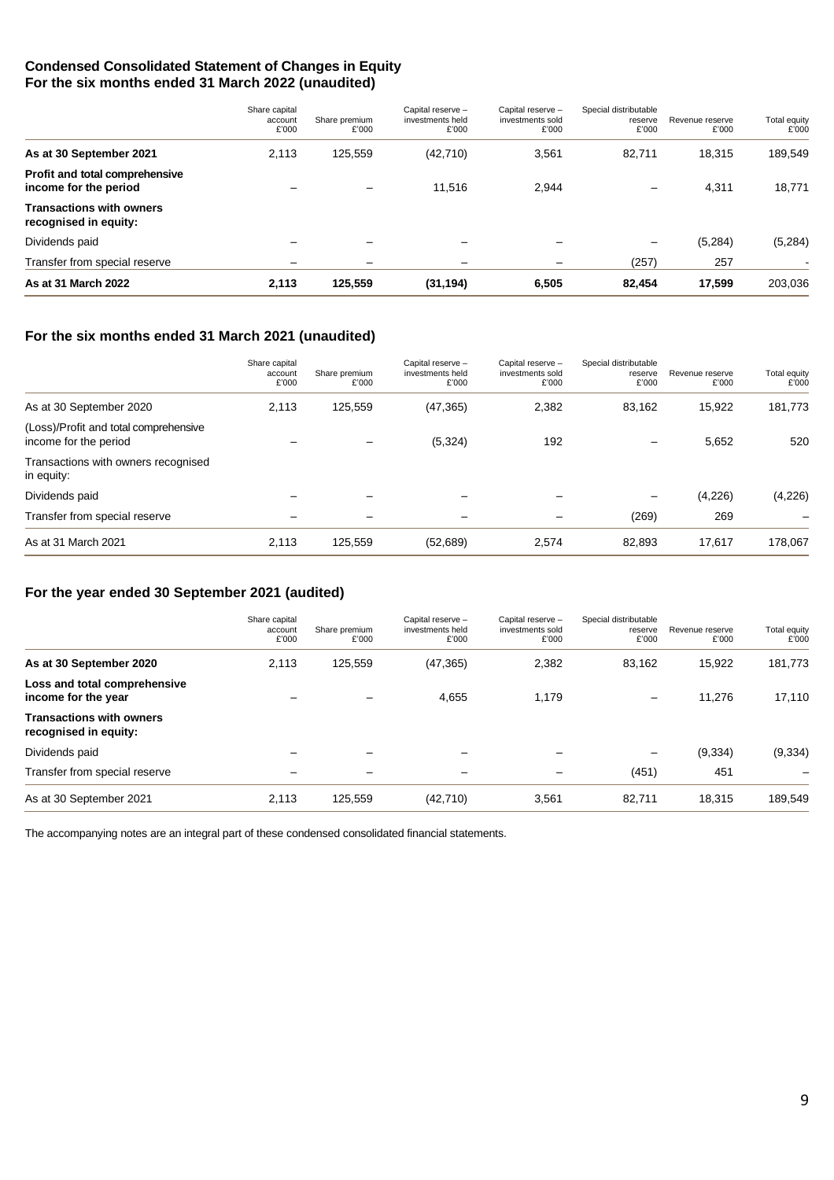## Condensed Consolidated Statement of Changes in Equity
## For the six months ended 31 March 2022 (unaudited)

| | Share capital account £'000 | Share premium £'000 | Capital reserve – investments held £'000 | Capital reserve – investments sold £'000 | Special distributable reserve £'000 | Revenue reserve £'000 | Total equity £'000 |
|---|---|---|---|---|---|---|---|
| **As at 30 September 2021** | 2,113 | 125,559 | (42,710) | 3,561 | 82,711 | 18,315 | 189,549 |
| **Profit and total comprehensive income for the period** | – | – | 11,516 | 2,944 | – | 4,311 | 18,771 |
| **Transactions with owners recognised in equity:** | | | | | | | |
| Dividends paid | – | – | – | – | – | (5,284) | (5,284) |
| Transfer from special reserve | – | – | – | – | (257) | 257 | - |
| **As at 31 March 2022** | **2,113** | **125,559** | **(31,194)** | **6,505** | **82,454** | **17,599** | 203,036 |

## For the six months ended 31 March 2021 (unaudited)

| | Share capital account £'000 | Share premium £'000 | Capital reserve – investments held £'000 | Capital reserve – investments sold £'000 | Special distributable reserve £'000 | Revenue reserve £'000 | Total equity £'000 |
|---|---|---|---|---|---|---|---|
| As at 30 September 2020 | 2,113 | 125,559 | (47,365) | 2,382 | 83,162 | 15,922 | 181,773 |
| (Loss)/Profit and total comprehensive income for the period | – | – | (5,324) | 192 | – | 5,652 | 520 |
| Transactions with owners recognised in equity: | | | | | | | |
| Dividends paid | – | – | – | – | – | (4,226) | (4,226) |
| Transfer from special reserve | – | – | – | – | (269) | 269 | – |
| As at 31 March 2021 | 2,113 | 125,559 | (52,689) | 2,574 | 82,893 | 17,617 | 178,067 |

## For the year ended 30 September 2021 (audited)

| | Share capital account £'000 | Share premium £'000 | Capital reserve – investments held £'000 | Capital reserve – investments sold £'000 | Special distributable reserve £'000 | Revenue reserve £'000 | Total equity £'000 |
|---|---|---|---|---|---|---|---|
| **As at 30 September 2020** | 2,113 | 125,559 | (47,365) | 2,382 | 83,162 | 15,922 | 181,773 |
| **Loss and total comprehensive income for the year** | – | – | 4,655 | 1,179 | – | 11,276 | 17,110 |
| **Transactions with owners recognised in equity:** | | | | | | | |
| Dividends paid | – | – | – | – | – | (9,334) | (9,334) |
| Transfer from special reserve | – | – | – | – | (451) | 451 | – |
| As at 30 September 2021 | 2,113 | 125,559 | (42,710) | 3,561 | 82,711 | 18,315 | 189,549 |

The accompanying notes are an integral part of these condensed consolidated financial statements.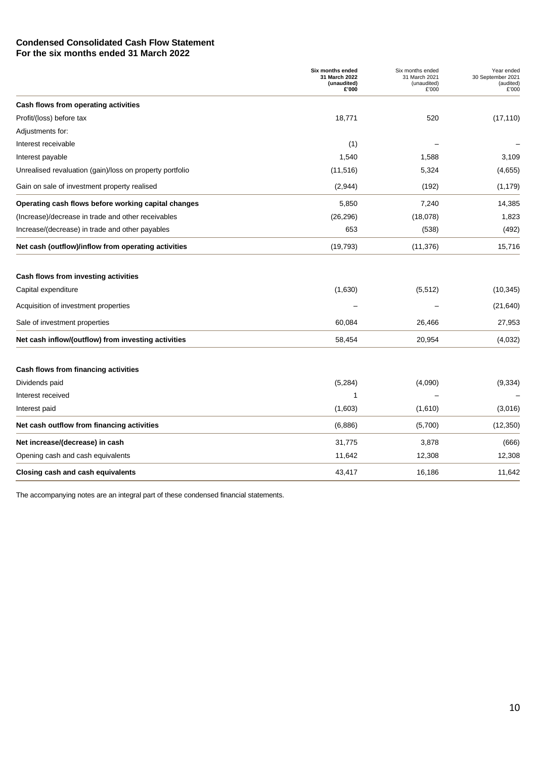## Condensed Consolidated Cash Flow Statement
## For the six months ended 31 March 2022

| | **Six months ended 31 March 2022 (unaudited) £'000** | Six months ended 31 March 2021 (unaudited) £'000 | Year ended 30 September 2021 (audited) £'000 |
|---|---|---|---|
| **Cash flows from operating activities** | | | |
| Profit/(loss) before tax | 18,771 | 520 | (17,110) |
| Adjustments for: | | | |
| Interest receivable | (1) | – | – |
| Interest payable | 1,540 | 1,588 | 3,109 |
| Unrealised revaluation (gain)/loss on property portfolio | (11,516) | 5,324 | (4,655) |
| Gain on sale of investment property realised | (2,944) | (192) | (1,179) |
| **Operating cash flows before working capital changes** | 5,850 | 7,240 | 14,385 |
| (Increase)/decrease in trade and other receivables | (26,296) | (18,078) | 1,823 |
| Increase/(decrease) in trade and other payables | 653 | (538) | (492) |
| **Net cash (outflow)/inflow from operating activities** | (19,793) | (11,376) | 15,716 |
| | | | |
| **Cash flows from investing activities** | | | |
| Capital expenditure | (1,630) | (5,512) | (10,345) |
| Acquisition of investment properties | – | – | (21,640) |
| Sale of investment properties | 60,084 | 26,466 | 27,953 |
| **Net cash inflow/(outflow) from investing activities** | 58,454 | 20,954 | (4,032) |
| | | | |
| **Cash flows from financing activities** | | | |
| Dividends paid | (5,284) | (4,090) | (9,334) |
| Interest received | 1 | – | – |
| Interest paid | (1,603) | (1,610) | (3,016) |
| **Net cash outflow from financing activities** | (6,886) | (5,700) | (12,350) |
| **Net increase/(decrease) in cash** | 31,775 | 3,878 | (666) |
| Opening cash and cash equivalents | 11,642 | 12,308 | 12,308 |
| **Closing cash and cash equivalents** | 43,417 | 16,186 | 11,642 |

The accompanying notes are an integral part of these condensed financial statements.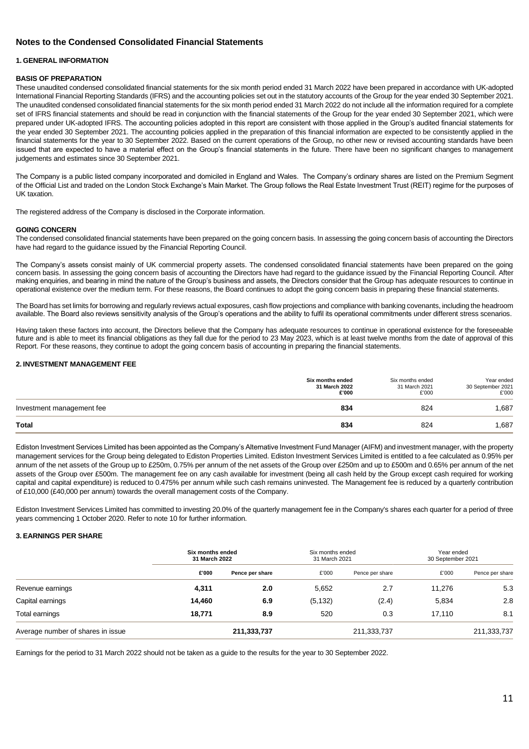# Notes to the Condensed Consolidated Financial Statements

## 1. GENERAL INFORMATION

### BASIS OF PREPARATION

These unaudited condensed consolidated financial statements for the six month period ended 31 March 2022 have been prepared in accordance with UK-adopted International Financial Reporting Standards (IFRS) and the accounting policies set out in the statutory accounts of the Group for the year ended 30 September 2021. The unaudited condensed consolidated financial statements for the six month period ended 31 March 2022 do not include all the information required for a complete set of IFRS financial statements and should be read in conjunction with the financial statements of the Group for the year ended 30 September 2021, which were prepared under UK-adopted IFRS. The accounting policies adopted in this report are consistent with those applied in the Group's audited financial statements for the year ended 30 September 2021. The accounting policies applied in the preparation of this financial information are expected to be consistently applied in the financial statements for the year to 30 September 2022. Based on the current operations of the Group, no other new or revised accounting standards have been issued that are expected to have a material effect on the Group's financial statements in the future. There have been no significant changes to management judgements and estimates since 30 September 2021.

The Company is a public listed company incorporated and domiciled in England and Wales. The Company's ordinary shares are listed on the Premium Segment of the Official List and traded on the London Stock Exchange's Main Market. The Group follows the Real Estate Investment Trust (REIT) regime for the purposes of UK taxation.

The registered address of the Company is disclosed in the Corporate information.

### GOING CONCERN

The condensed consolidated financial statements have been prepared on the going concern basis. In assessing the going concern basis of accounting the Directors have had regard to the guidance issued by the Financial Reporting Council.

The Company's assets consist mainly of UK commercial property assets. The condensed consolidated financial statements have been prepared on the going concern basis. In assessing the going concern basis of accounting the Directors have had regard to the guidance issued by the Financial Reporting Council. After making enquiries, and bearing in mind the nature of the Group's business and assets, the Directors consider that the Group has adequate resources to continue in operational existence over the medium term. For these reasons, the Board continues to adopt the going concern basis in preparing these financial statements.

The Board has set limits for borrowing and regularly reviews actual exposures, cash flow projections and compliance with banking covenants, including the headroom available. The Board also reviews sensitivity analysis of the Group's operations and the ability to fulfil its operational commitments under different stress scenarios.

Having taken these factors into account, the Directors believe that the Company has adequate resources to continue in operational existence for the foreseeable future and is able to meet its financial obligations as they fall due for the period to 23 May 2023, which is at least twelve months from the date of approval of this Report. For these reasons, they continue to adopt the going concern basis of accounting in preparing the financial statements.

## 2. INVESTMENT MANAGEMENT FEE

| | **Six months ended 31 March 2022 £'000** | Six months ended 31 March 2021 £'000 | Year ended 30 September 2021 £'000 |
|---|---|---|---|
| Investment management fee | **834** | 824 | 1,687 |
| **Total** | **834** | 824 | 1,687 |

Ediston Investment Services Limited has been appointed as the Company's Alternative Investment Fund Manager (AIFM) and investment manager, with the property management services for the Group being delegated to Ediston Properties Limited. Ediston Investment Services Limited is entitled to a fee calculated as 0.95% per annum of the net assets of the Group up to £250m, 0.75% per annum of the net assets of the Group over £250m and up to £500m and 0.65% per annum of the net assets of the Group over £500m. The management fee on any cash available for investment (being all cash held by the Group except cash required for working capital and capital expenditure) is reduced to 0.475% per annum while such cash remains uninvested. The Management fee is reduced by a quarterly contribution of £10,000 (£40,000 per annum) towards the overall management costs of the Company.

Ediston Investment Services Limited has committed to investing 20.0% of the quarterly management fee in the Company's shares each quarter for a period of three years commencing 1 October 2020. Refer to note 10 for further information.

## 3. EARNINGS PER SHARE

| | **Six months ended 31 March 2022** | | Six months ended 31 March 2021 | | Year ended 30 September 2021 | |
|---|---|---|---|---|---|---|
| | **£'000** | **Pence per share** | £'000 | Pence per share | £'000 | Pence per share |
| Revenue earnings | **4,311** | **2.0** | 5,652 | 2.7 | 11,276 | 5.3 |
| Capital earnings | **14,460** | **6.9** | (5,132) | (2.4) | 5,834 | 2.8 |
| Total earnings | **18,771** | **8.9** | 520 | 0.3 | 17,110 | 8.1 |
| Average number of shares in issue | | **211,333,737** | | 211,333,737 | | 211,333,737 |

Earnings for the period to 31 March 2022 should not be taken as a guide to the results for the year to 30 September 2022.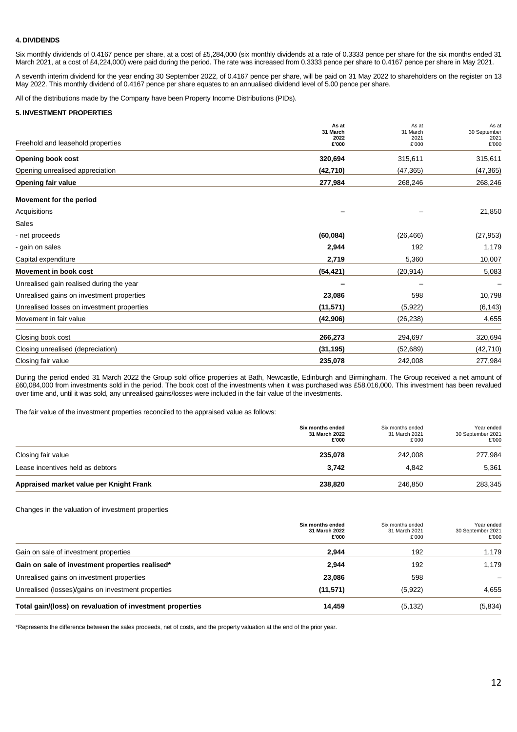## 4. DIVIDENDS

Six monthly dividends of 0.4167 pence per share, at a cost of £5,284,000 (six monthly dividends at a rate of 0.3333 pence per share for the six months ended 31 March 2021, at a cost of £4,224,000) were paid during the period. The rate was increased from 0.3333 pence per share to 0.4167 pence per share in May 2021.

A seventh interim dividend for the year ending 30 September 2022, of 0.4167 pence per share, will be paid on 31 May 2022 to shareholders on the register on 13 May 2022. This monthly dividend of 0.4167 pence per share equates to an annualised dividend level of 5.00 pence per share.

All of the distributions made by the Company have been Property Income Distributions (PIDs).

## 5. INVESTMENT PROPERTIES

| Freehold and leasehold properties | **As at 31 March 2022 £'000** | As at 31 March 2021 £'000 | As at 30 September 2021 £'000 |
|---|---|---|---|
| **Opening book cost** | **320,694** | 315,611 | 315,611 |
| Opening unrealised appreciation | **(42,710)** | (47,365) | (47,365) |
| **Opening fair value** | **277,984** | 268,246 | 268,246 |
| **Movement for the period** | | | |
| Acquisitions | **–** | – | 21,850 |
| Sales | | | |
| - net proceeds | **(60,084)** | (26,466) | (27,953) |
| - gain on sales | **2,944** | 192 | 1,179 |
| Capital expenditure | **2,719** | 5,360 | 10,007 |
| **Movement in book cost** | **(54,421)** | (20,914) | 5,083 |
| Unrealised gain realised during the year | **–** | – | – |
| Unrealised gains on investment properties | **23,086** | 598 | 10,798 |
| Unrealised losses on investment properties | **(11,571)** | (5,922) | (6,143) |
| Movement in fair value | **(42,906)** | (26,238) | 4,655 |
| Closing book cost | **266,273** | 294,697 | 320,694 |
| Closing unrealised (depreciation) | **(31,195)** | (52,689) | (42,710) |
| Closing fair value | **235,078** | 242,008 | 277,984 |

During the period ended 31 March 2022 the Group sold office properties at Bath, Newcastle, Edinburgh and Birmingham. The Group received a net amount of £60,084,000 from investments sold in the period. The book cost of the investments when it was purchased was £58,016,000. This investment has been revalued over time and, until it was sold, any unrealised gains/losses were included in the fair value of the investments.

The fair value of the investment properties reconciled to the appraised value as follows:

| | **Six months ended 31 March 2022 £'000** | Six months ended 31 March 2021 £'000 | Year ended 30 September 2021 £'000 |
|---|---|---|---|
| Closing fair value | **235,078** | 242,008 | 277,984 |
| Lease incentives held as debtors | **3,742** | 4,842 | 5,361 |
| **Appraised market value per Knight Frank** | **238,820** | 246,850 | 283,345 |

Changes in the valuation of investment properties

| | **Six months ended 31 March 2022 £'000** | Six months ended 31 March 2021 £'000 | Year ended 30 September 2021 £'000 |
|---|---|---|---|
| Gain on sale of investment properties | **2,944** | 192 | 1,179 |
| **Gain on sale of investment properties realised*** | **2,944** | 192 | 1,179 |
| Unrealised gains on investment properties | **23,086** | 598 | – |
| Unrealised (losses)/gains on investment properties | **(11,571)** | (5,922) | 4,655 |
| **Total gain/(loss) on revaluation of investment properties** | **14,459** | (5,132) | (5,834) |

*Represents the difference between the sales proceeds, net of costs, and the property valuation at the end of the prior year.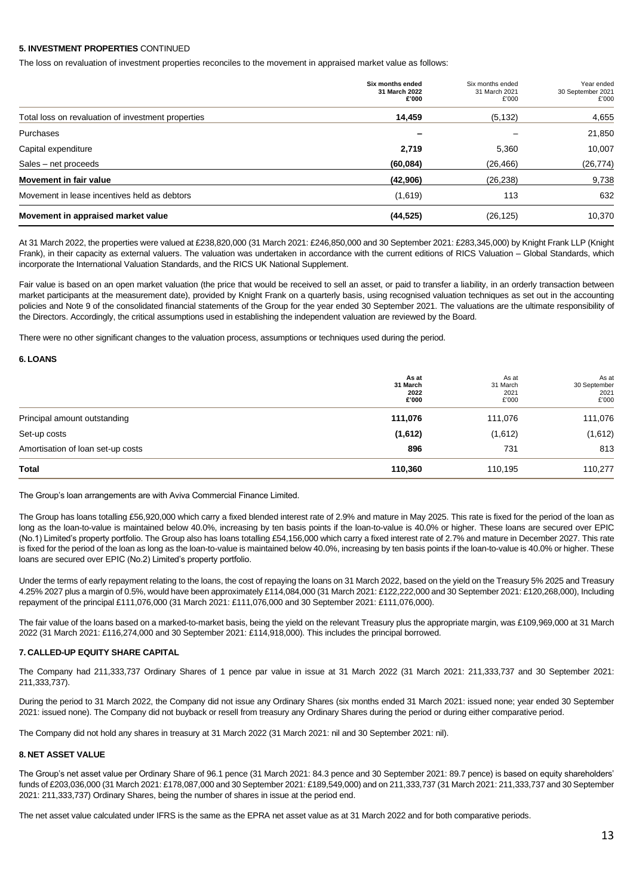**5. INVESTMENT PROPERTIES** CONTINUED

The loss on revaluation of investment properties reconciles to the movement in appraised market value as follows:

| | **Six months ended 31 March 2022 £'000** | Six months ended 31 March 2021 £'000 | Year ended 30 September 2021 £'000 |
|---|---|---|---|
| Total loss on revaluation of investment properties | **14,459** | (5,132) | 4,655 |
| Purchases | **–** | – | 21,850 |
| Capital expenditure | **2,719** | 5,360 | 10,007 |
| Sales – net proceeds | **(60,084)** | (26,466) | (26,774) |
| **Movement in fair value** | **(42,906)** | (26,238) | 9,738 |
| Movement in lease incentives held as debtors | (1,619) | 113 | 632 |
| **Movement in appraised market value** | **(44,525)** | (26,125) | 10,370 |

At 31 March 2022, the properties were valued at £238,820,000 (31 March 2021: £246,850,000 and 30 September 2021: £283,345,000) by Knight Frank LLP (Knight Frank), in their capacity as external valuers. The valuation was undertaken in accordance with the current editions of RICS Valuation – Global Standards, which incorporate the International Valuation Standards, and the RICS UK National Supplement.

Fair value is based on an open market valuation (the price that would be received to sell an asset, or paid to transfer a liability, in an orderly transaction between market participants at the measurement date), provided by Knight Frank on a quarterly basis, using recognised valuation techniques as set out in the accounting policies and Note 9 of the consolidated financial statements of the Group for the year ended 30 September 2021. The valuations are the ultimate responsibility of the Directors. Accordingly, the critical assumptions used in establishing the independent valuation are reviewed by the Board.

There were no other significant changes to the valuation process, assumptions or techniques used during the period.

**6. LOANS**

| | **As at 31 March 2022 £'000** | As at 31 March 2021 £'000 | As at 30 September 2021 £'000 |
|---|---|---|---|
| Principal amount outstanding | **111,076** | 111,076 | 111,076 |
| Set-up costs | **(1,612)** | (1,612) | (1,612) |
| Amortisation of loan set-up costs | **896** | 731 | 813 |
| **Total** | **110,360** | 110,195 | 110,277 |

The Group's loan arrangements are with Aviva Commercial Finance Limited.

The Group has loans totalling £56,920,000 which carry a fixed blended interest rate of 2.9% and mature in May 2025. This rate is fixed for the period of the loan as long as the loan-to-value is maintained below 40.0%, increasing by ten basis points if the loan-to-value is 40.0% or higher. These loans are secured over EPIC (No.1) Limited's property portfolio. The Group also has loans totalling £54,156,000 which carry a fixed interest rate of 2.7% and mature in December 2027. This rate is fixed for the period of the loan as long as the loan-to-value is maintained below 40.0%, increasing by ten basis points if the loan-to-value is 40.0% or higher. These loans are secured over EPIC (No.2) Limited's property portfolio.

Under the terms of early repayment relating to the loans, the cost of repaying the loans on 31 March 2022, based on the yield on the Treasury 5% 2025 and Treasury 4.25% 2027 plus a margin of 0.5%, would have been approximately £114,084,000 (31 March 2021: £122,222,000 and 30 September 2021: £120,268,000), Including repayment of the principal £111,076,000 (31 March 2021: £111,076,000 and 30 September 2021: £111,076,000).

The fair value of the loans based on a marked-to-market basis, being the yield on the relevant Treasury plus the appropriate margin, was £109,969,000 at 31 March 2022 (31 March 2021: £116,274,000 and 30 September 2021: £114,918,000). This includes the principal borrowed.

**7. CALLED-UP EQUITY SHARE CAPITAL**

The Company had 211,333,737 Ordinary Shares of 1 pence par value in issue at 31 March 2022 (31 March 2021: 211,333,737 and 30 September 2021: 211,333,737).

During the period to 31 March 2022, the Company did not issue any Ordinary Shares (six months ended 31 March 2021: issued none; year ended 30 September 2021: issued none). The Company did not buyback or resell from treasury any Ordinary Shares during the period or during either comparative period.

The Company did not hold any shares in treasury at 31 March 2022 (31 March 2021: nil and 30 September 2021: nil).

**8. NET ASSET VALUE**

The Group's net asset value per Ordinary Share of 96.1 pence (31 March 2021: 84.3 pence and 30 September 2021: 89.7 pence) is based on equity shareholders' funds of £203,036,000 (31 March 2021: £178,087,000 and 30 September 2021: £189,549,000) and on 211,333,737 (31 March 2021: 211,333,737 and 30 September 2021: 211,333,737) Ordinary Shares, being the number of shares in issue at the period end.

The net asset value calculated under IFRS is the same as the EPRA net asset value as at 31 March 2022 and for both comparative periods.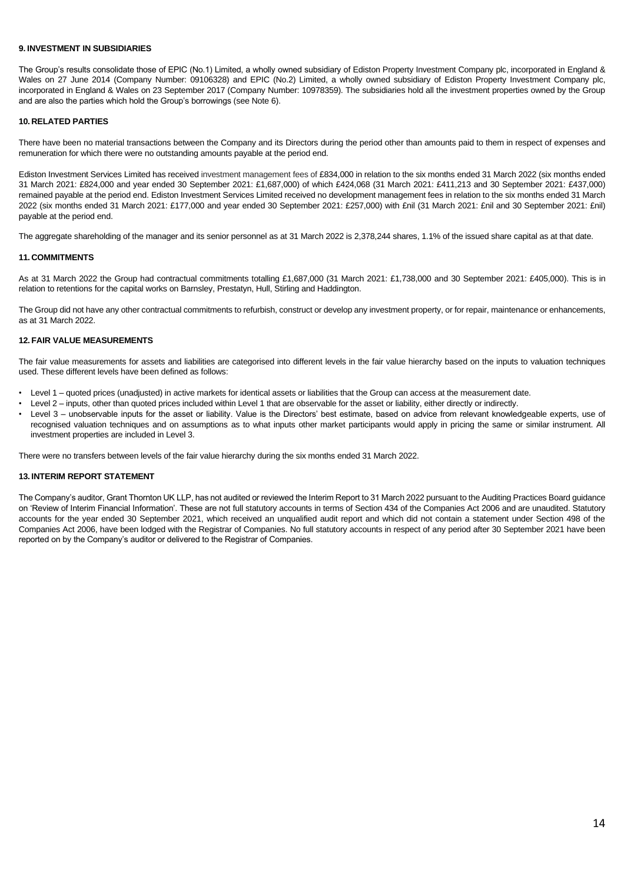## 9. INVESTMENT IN SUBSIDIARIES

The Group's results consolidate those of EPIC (No.1) Limited, a wholly owned subsidiary of Ediston Property Investment Company plc, incorporated in England & Wales on 27 June 2014 (Company Number: 09106328) and EPIC (No.2) Limited, a wholly owned subsidiary of Ediston Property Investment Company plc, incorporated in England & Wales on 23 September 2017 (Company Number: 10978359). The subsidiaries hold all the investment properties owned by the Group and are also the parties which hold the Group's borrowings (see Note 6).

## 10. RELATED PARTIES

There have been no material transactions between the Company and its Directors during the period other than amounts paid to them in respect of expenses and remuneration for which there were no outstanding amounts payable at the period end.

Ediston Investment Services Limited has received investment management fees of £834,000 in relation to the six months ended 31 March 2022 (six months ended 31 March 2021: £824,000 and year ended 30 September 2021: £1,687,000) of which £424,068 (31 March 2021: £411,213 and 30 September 2021: £437,000) remained payable at the period end. Ediston Investment Services Limited received no development management fees in relation to the six months ended 31 March 2022 (six months ended 31 March 2021: £177,000 and year ended 30 September 2021: £257,000) with £nil (31 March 2021: £nil and 30 September 2021: £nil) payable at the period end.

The aggregate shareholding of the manager and its senior personnel as at 31 March 2022 is 2,378,244 shares, 1.1% of the issued share capital as at that date.

## 11. COMMITMENTS

As at 31 March 2022 the Group had contractual commitments totalling £1,687,000 (31 March 2021: £1,738,000 and 30 September 2021: £405,000). This is in relation to retentions for the capital works on Barnsley, Prestatyn, Hull, Stirling and Haddington.

The Group did not have any other contractual commitments to refurbish, construct or develop any investment property, or for repair, maintenance or enhancements, as at 31 March 2022.

## 12. FAIR VALUE MEASUREMENTS

The fair value measurements for assets and liabilities are categorised into different levels in the fair value hierarchy based on the inputs to valuation techniques used. These different levels have been defined as follows:

- Level 1 – quoted prices (unadjusted) in active markets for identical assets or liabilities that the Group can access at the measurement date.
- Level 2 – inputs, other than quoted prices included within Level 1 that are observable for the asset or liability, either directly or indirectly.
- Level 3 – unobservable inputs for the asset or liability. Value is the Directors' best estimate, based on advice from relevant knowledgeable experts, use of recognised valuation techniques and on assumptions as to what inputs other market participants would apply in pricing the same or similar instrument. All investment properties are included in Level 3.

There were no transfers between levels of the fair value hierarchy during the six months ended 31 March 2022.

## 13. INTERIM REPORT STATEMENT

The Company's auditor, Grant Thornton UK LLP, has not audited or reviewed the Interim Report to 31 March 2022 pursuant to the Auditing Practices Board guidance on 'Review of Interim Financial Information'. These are not full statutory accounts in terms of Section 434 of the Companies Act 2006 and are unaudited. Statutory accounts for the year ended 30 September 2021, which received an unqualified audit report and which did not contain a statement under Section 498 of the Companies Act 2006, have been lodged with the Registrar of Companies. No full statutory accounts in respect of any period after 30 September 2021 have been reported on by the Company's auditor or delivered to the Registrar of Companies.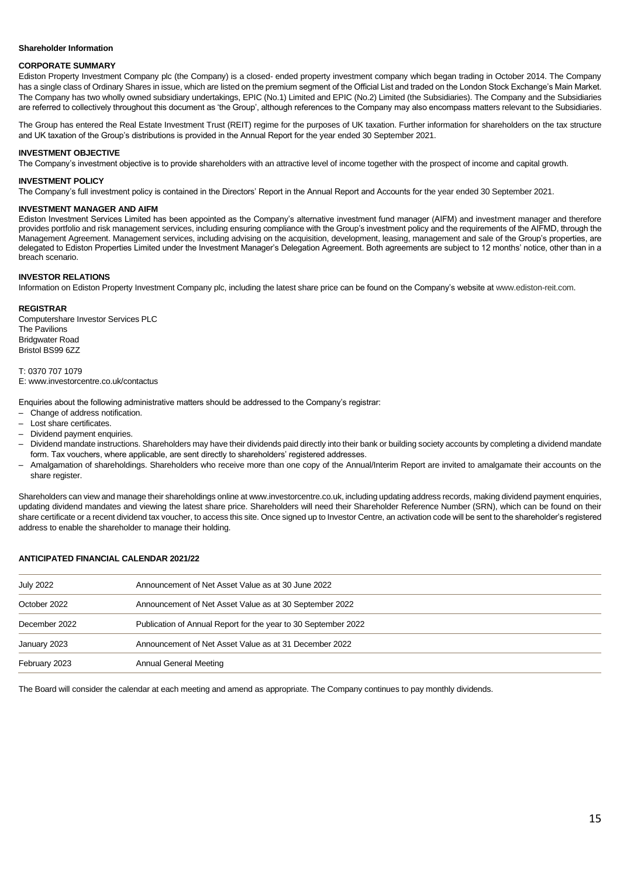**Shareholder Information**

## CORPORATE SUMMARY

Ediston Property Investment Company plc (the Company) is a closed- ended property investment company which began trading in October 2014. The Company has a single class of Ordinary Shares in issue, which are listed on the premium segment of the Official List and traded on the London Stock Exchange's Main Market. The Company has two wholly owned subsidiary undertakings, EPIC (No.1) Limited and EPIC (No.2) Limited (the Subsidiaries). The Company and the Subsidiaries are referred to collectively throughout this document as 'the Group', although references to the Company may also encompass matters relevant to the Subsidiaries.

The Group has entered the Real Estate Investment Trust (REIT) regime for the purposes of UK taxation. Further information for shareholders on the tax structure and UK taxation of the Group's distributions is provided in the Annual Report for the year ended 30 September 2021.

## INVESTMENT OBJECTIVE

The Company's investment objective is to provide shareholders with an attractive level of income together with the prospect of income and capital growth.

## INVESTMENT POLICY

The Company's full investment policy is contained in the Directors' Report in the Annual Report and Accounts for the year ended 30 September 2021.

## INVESTMENT MANAGER AND AIFM

Ediston Investment Services Limited has been appointed as the Company's alternative investment fund manager (AIFM) and investment manager and therefore provides portfolio and risk management services, including ensuring compliance with the Group's investment policy and the requirements of the AIFMD, through the Management Agreement. Management services, including advising on the acquisition, development, leasing, management and sale of the Group's properties, are delegated to Ediston Properties Limited under the Investment Manager's Delegation Agreement. Both agreements are subject to 12 months' notice, other than in a breach scenario.

## INVESTOR RELATIONS

Information on Ediston Property Investment Company plc, including the latest share price can be found on the Company's website at www.ediston-reit.com.

## REGISTRAR

Computershare Investor Services PLC
The Pavilions
Bridgwater Road
Bristol BS99 6ZZ

T: 0370 707 1079
E: www.investorcentre.co.uk/contactus

Enquiries about the following administrative matters should be addressed to the Company's registrar:

- Change of address notification.
- Lost share certificates.
- Dividend payment enquiries.
- Dividend mandate instructions. Shareholders may have their dividends paid directly into their bank or building society accounts by completing a dividend mandate form. Tax vouchers, where applicable, are sent directly to shareholders' registered addresses.
- Amalgamation of shareholdings. Shareholders who receive more than one copy of the Annual/Interim Report are invited to amalgamate their accounts on the share register.

Shareholders can view and manage their shareholdings online at www.investorcentre.co.uk, including updating address records, making dividend payment enquiries, updating dividend mandates and viewing the latest share price. Shareholders will need their Shareholder Reference Number (SRN), which can be found on their share certificate or a recent dividend tax voucher, to access this site. Once signed up to Investor Centre, an activation code will be sent to the shareholder's registered address to enable the shareholder to manage their holding.

## ANTICIPATED FINANCIAL CALENDAR 2021/22

| | |
|---|---|
| July 2022 | Announcement of Net Asset Value as at 30 June 2022 |
| October 2022 | Announcement of Net Asset Value as at 30 September 2022 |
| December 2022 | Publication of Annual Report for the year to 30 September 2022 |
| January 2023 | Announcement of Net Asset Value as at 31 December 2022 |
| February 2023 | Annual General Meeting |

The Board will consider the calendar at each meeting and amend as appropriate. The Company continues to pay monthly dividends.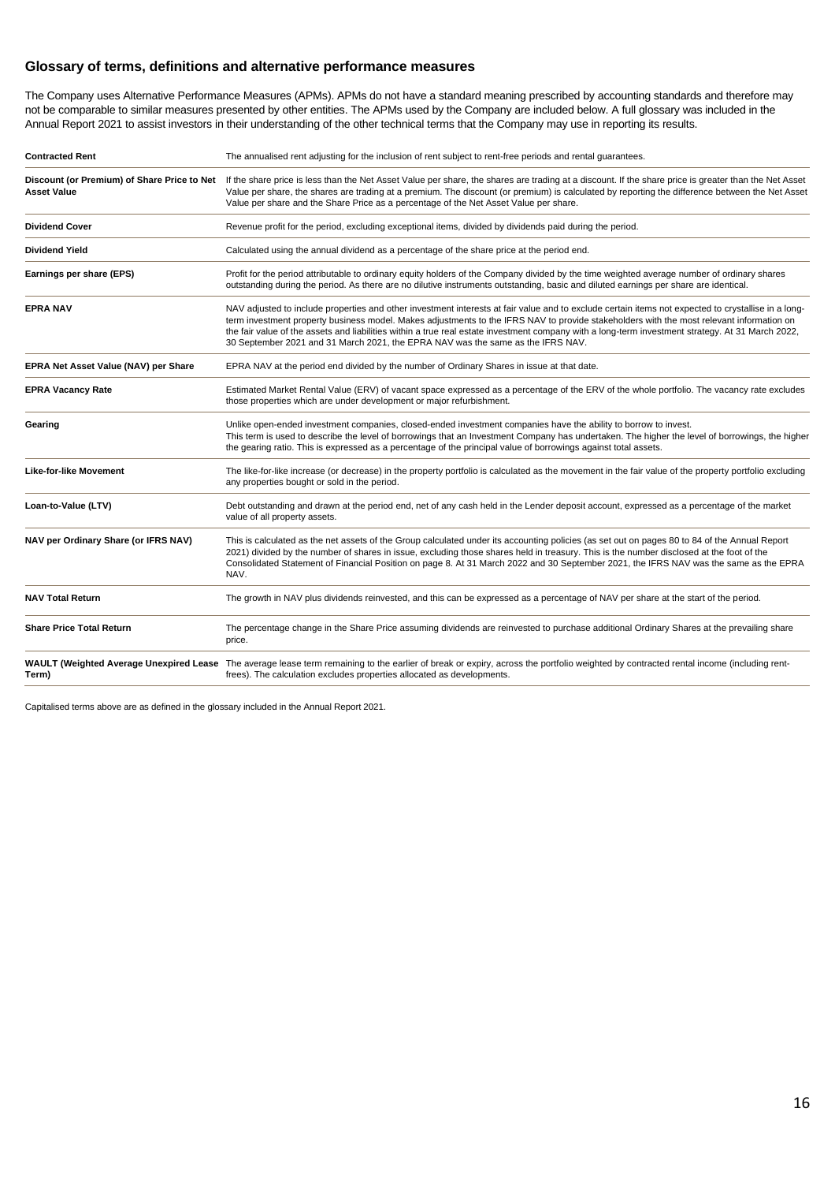## Glossary of terms, definitions and alternative performance measures

The Company uses Alternative Performance Measures (APMs). APMs do not have a standard meaning prescribed by accounting standards and therefore may not be comparable to similar measures presented by other entities. The APMs used by the Company are included below. A full glossary was included in the Annual Report 2021 to assist investors in their understanding of the other technical terms that the Company may use in reporting its results.

| | |
|---|---|
| **Contracted Rent** | The annualised rent adjusting for the inclusion of rent subject to rent-free periods and rental guarantees. |
| **Discount (or Premium) of Share Price to Net Asset Value** | If the share price is less than the Net Asset Value per share, the shares are trading at a discount. If the share price is greater than the Net Asset Value per share, the shares are trading at a premium. The discount (or premium) is calculated by reporting the difference between the Net Asset Value per share and the Share Price as a percentage of the Net Asset Value per share. |
| **Dividend Cover** | Revenue profit for the period, excluding exceptional items, divided by dividends paid during the period. |
| **Dividend Yield** | Calculated using the annual dividend as a percentage of the share price at the period end. |
| **Earnings per share (EPS)** | Profit for the period attributable to ordinary equity holders of the Company divided by the time weighted average number of ordinary shares outstanding during the period. As there are no dilutive instruments outstanding, basic and diluted earnings per share are identical. |
| **EPRA NAV** | NAV adjusted to include properties and other investment interests at fair value and to exclude certain items not expected to crystallise in a long-term investment property business model. Makes adjustments to the IFRS NAV to provide stakeholders with the most relevant information on the fair value of the assets and liabilities within a true real estate investment company with a long-term investment strategy. At 31 March 2022, 30 September 2021 and 31 March 2021, the EPRA NAV was the same as the IFRS NAV. |
| **EPRA Net Asset Value (NAV) per Share** | EPRA NAV at the period end divided by the number of Ordinary Shares in issue at that date. |
| **EPRA Vacancy Rate** | Estimated Market Rental Value (ERV) of vacant space expressed as a percentage of the ERV of the whole portfolio. The vacancy rate excludes those properties which are under development or major refurbishment. |
| **Gearing** | Unlike open-ended investment companies, closed-ended investment companies have the ability to borrow to invest. This term is used to describe the level of borrowings that an Investment Company has undertaken. The higher the level of borrowings, the higher the gearing ratio. This is expressed as a percentage of the principal value of borrowings against total assets. |
| **Like-for-like Movement** | The like-for-like increase (or decrease) in the property portfolio is calculated as the movement in the fair value of the property portfolio excluding any properties bought or sold in the period. |
| **Loan-to-Value (LTV)** | Debt outstanding and drawn at the period end, net of any cash held in the Lender deposit account, expressed as a percentage of the market value of all property assets. |
| **NAV per Ordinary Share (or IFRS NAV)** | This is calculated as the net assets of the Group calculated under its accounting policies (as set out on pages 80 to 84 of the Annual Report 2021) divided by the number of shares in issue, excluding those shares held in treasury. This is the number disclosed at the foot of the Consolidated Statement of Financial Position on page 8. At 31 March 2022 and 30 September 2021, the IFRS NAV was the same as the EPRA NAV. |
| **NAV Total Return** | The growth in NAV plus dividends reinvested, and this can be expressed as a percentage of NAV per share at the start of the period. |
| **Share Price Total Return** | The percentage change in the Share Price assuming dividends are reinvested to purchase additional Ordinary Shares at the prevailing share price. |
| **WAULT (Weighted Average Unexpired Lease Term)** | The average lease term remaining to the earlier of break or expiry, across the portfolio weighted by contracted rental income (including rent-frees). The calculation excludes properties allocated as developments. |

Capitalised terms above are as defined in the glossary included in the Annual Report 2021.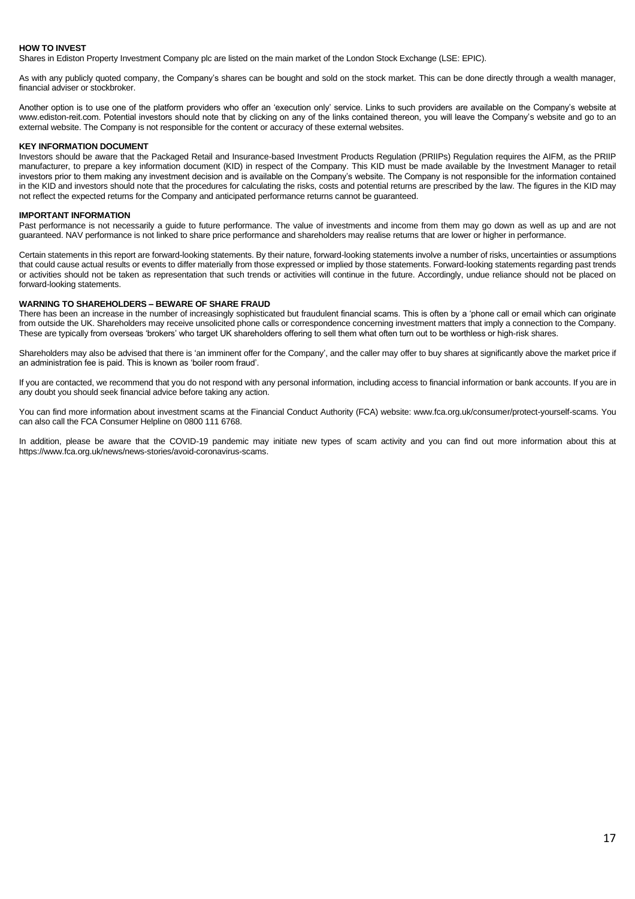## HOW TO INVEST

Shares in Ediston Property Investment Company plc are listed on the main market of the London Stock Exchange (LSE: EPIC).

As with any publicly quoted company, the Company's shares can be bought and sold on the stock market. This can be done directly through a wealth manager, financial adviser or stockbroker.

Another option is to use one of the platform providers who offer an 'execution only' service. Links to such providers are available on the Company's website at www.ediston-reit.com. Potential investors should note that by clicking on any of the links contained thereon, you will leave the Company's website and go to an external website. The Company is not responsible for the content or accuracy of these external websites.

## KEY INFORMATION DOCUMENT

Investors should be aware that the Packaged Retail and Insurance-based Investment Products Regulation (PRIIPs) Regulation requires the AIFM, as the PRIIP manufacturer, to prepare a key information document (KID) in respect of the Company. This KID must be made available by the Investment Manager to retail investors prior to them making any investment decision and is available on the Company's website. The Company is not responsible for the information contained in the KID and investors should note that the procedures for calculating the risks, costs and potential returns are prescribed by the law. The figures in the KID may not reflect the expected returns for the Company and anticipated performance returns cannot be guaranteed.

## IMPORTANT INFORMATION

Past performance is not necessarily a guide to future performance. The value of investments and income from them may go down as well as up and are not guaranteed. NAV performance is not linked to share price performance and shareholders may realise returns that are lower or higher in performance.

Certain statements in this report are forward-looking statements. By their nature, forward-looking statements involve a number of risks, uncertainties or assumptions that could cause actual results or events to differ materially from those expressed or implied by those statements. Forward-looking statements regarding past trends or activities should not be taken as representation that such trends or activities will continue in the future. Accordingly, undue reliance should not be placed on forward-looking statements.

## WARNING TO SHAREHOLDERS – BEWARE OF SHARE FRAUD

There has been an increase in the number of increasingly sophisticated but fraudulent financial scams. This is often by a 'phone call or email which can originate from outside the UK. Shareholders may receive unsolicited phone calls or correspondence concerning investment matters that imply a connection to the Company. These are typically from overseas 'brokers' who target UK shareholders offering to sell them what often turn out to be worthless or high-risk shares.

Shareholders may also be advised that there is 'an imminent offer for the Company', and the caller may offer to buy shares at significantly above the market price if an administration fee is paid. This is known as 'boiler room fraud'.

If you are contacted, we recommend that you do not respond with any personal information, including access to financial information or bank accounts. If you are in any doubt you should seek financial advice before taking any action.

You can find more information about investment scams at the Financial Conduct Authority (FCA) website: www.fca.org.uk/consumer/protect-yourself-scams. You can also call the FCA Consumer Helpline on 0800 111 6768.

In addition, please be aware that the COVID-19 pandemic may initiate new types of scam activity and you can find out more information about this at https://www.fca.org.uk/news/news-stories/avoid-coronavirus-scams.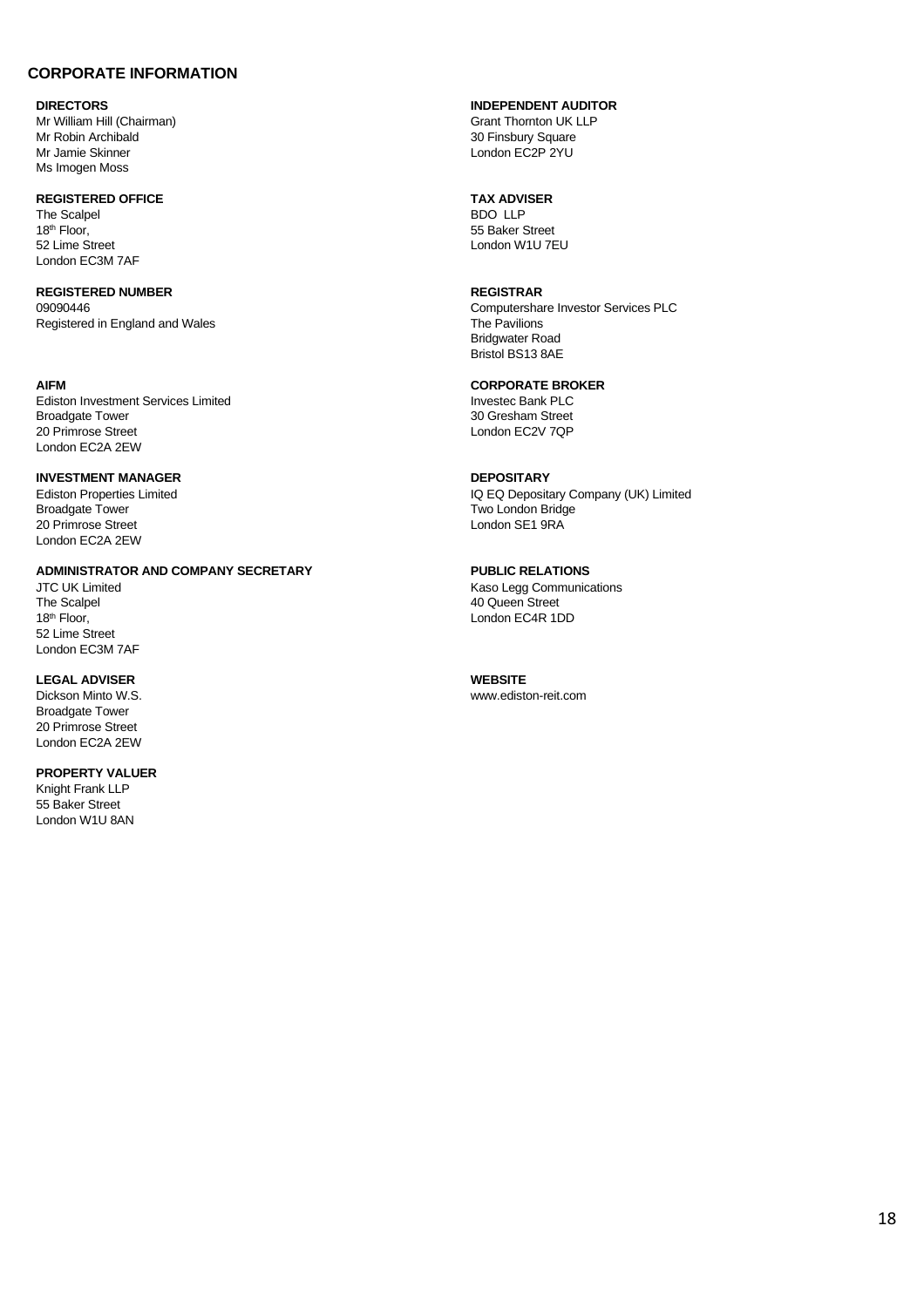## CORPORATE INFORMATION

**DIRECTORS**
Mr William Hill (Chairman)
Mr Robin Archibald
Mr Jamie Skinner
Ms Imogen Moss

**REGISTERED OFFICE**
The Scalpel
18th Floor,
52 Lime Street
London EC3M 7AF

**REGISTERED NUMBER**
09090446
Registered in England and Wales

**AIFM**
Ediston Investment Services Limited
Broadgate Tower
20 Primrose Street
London EC2A 2EW

**INVESTMENT MANAGER**
Ediston Properties Limited
Broadgate Tower
20 Primrose Street
London EC2A 2EW

**ADMINISTRATOR AND COMPANY SECRETARY**
JTC UK Limited
The Scalpel
18th Floor,
52 Lime Street
London EC3M 7AF

**LEGAL ADVISER**
Dickson Minto W.S.
Broadgate Tower
20 Primrose Street
London EC2A 2EW

**PROPERTY VALUER**
Knight Frank LLP
55 Baker Street
London W1U 8AN

**INDEPENDENT AUDITOR**
Grant Thornton UK LLP
30 Finsbury Square
London EC2P 2YU

**TAX ADVISER**
BDO LLP
55 Baker Street
London W1U 7EU

**REGISTRAR**
Computershare Investor Services PLC
The Pavilions
Bridgwater Road
Bristol BS13 8AE

**CORPORATE BROKER**
Investec Bank PLC
30 Gresham Street
London EC2V 7QP

**DEPOSITARY**
IQ EQ Depositary Company (UK) Limited
Two London Bridge
London SE1 9RA

**PUBLIC RELATIONS**
Kaso Legg Communications
40 Queen Street
London EC4R 1DD

**WEBSITE**
www.ediston-reit.com